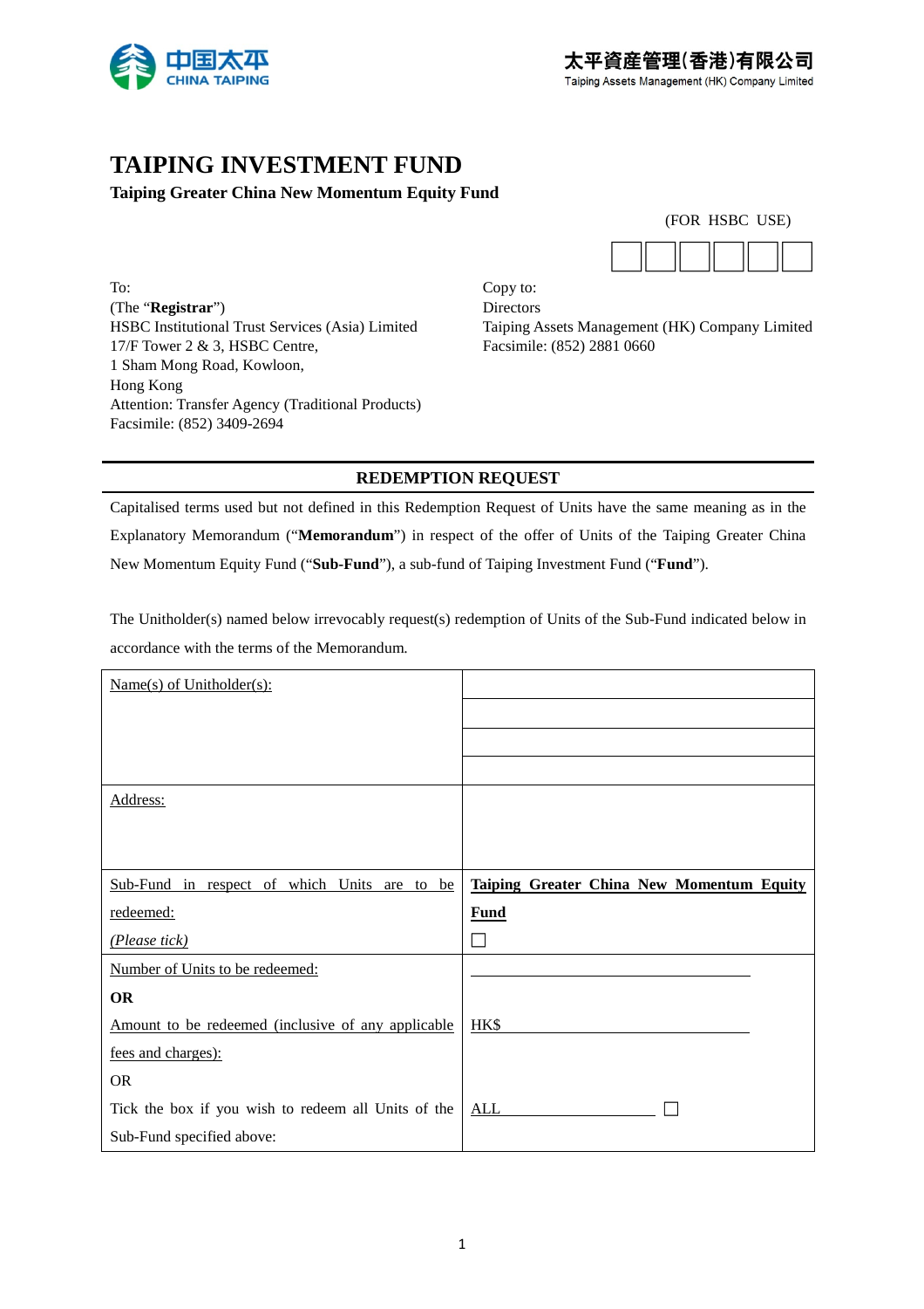中国太平 CHINA TAIPING

太平資產管理(香港)有限公司
Taiping Assets Management (HK) Company Limited

# TAIPING INVESTMENT FUND

**Taiping Greater China New Momentum Equity Fund**

(FOR HSBC USE)

| | | | | | |
|---|---|---|---|---|---|
| | | | | | |

To:
(The "**Registrar**")
HSBC Institutional Trust Services (Asia) Limited
17/F Tower 2 & 3, HSBC Centre,
1 Sham Mong Road, Kowloon,
Hong Kong
Attention: Transfer Agency (Traditional Products)
Facsimile: (852) 3409-2694

Copy to:
Directors
Taiping Assets Management (HK) Company Limited
Facsimile: (852) 2881 0660

## REDEMPTION REQUEST

Capitalised terms used but not defined in this Redemption Request of Units have the same meaning as in the Explanatory Memorandum ("**Memorandum**") in respect of the offer of Units of the Taiping Greater China New Momentum Equity Fund ("**Sub-Fund**"), a sub-fund of Taiping Investment Fund ("**Fund**").

The Unitholder(s) named below irrevocably request(s) redemption of Units of the Sub-Fund indicated below in accordance with the terms of the Memorandum.

| | |
|---|---|
| Name(s) of Unitholder(s): | |
| | |
| | |
| | |
| Address: | |
| Sub-Fund in respect of which Units are to be redeemed: *(Please tick)* | **Taiping Greater China New Momentum Equity Fund** ☐ |
| Number of Units to be redeemed: | \_\_\_\_\_\_\_\_\_\_\_\_\_\_\_\_ |
| **OR** | |
| Amount to be redeemed (inclusive of any applicable fees and charges): | HK$\_\_\_\_\_\_\_\_\_\_\_\_\_\_\_\_ |
| OR | |
| Tick the box if you wish to redeem all Units of the Sub-Fund specified above: | ALL\_\_\_\_\_\_\_\_\_\_\_\_ ☐ |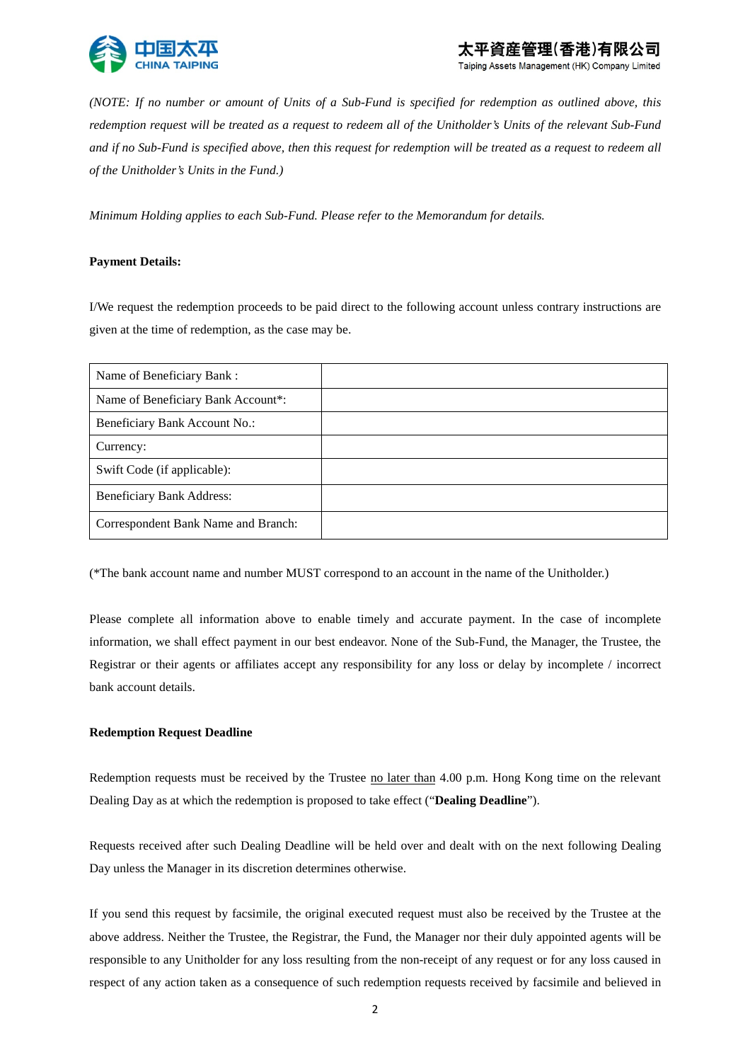*(NOTE: If no number or amount of Units of a Sub-Fund is specified for redemption as outlined above, this redemption request will be treated as a request to redeem all of the Unitholder's Units of the relevant Sub-Fund and if no Sub-Fund is specified above, then this request for redemption will be treated as a request to redeem all of the Unitholder's Units in the Fund.)*

*Minimum Holding applies to each Sub-Fund. Please refer to the Memorandum for details.*

**Payment Details:**

I/We request the redemption proceeds to be paid direct to the following account unless contrary instructions are given at the time of redemption, as the case may be.

| | |
|---|---|
| Name of Beneficiary Bank : | |
| Name of Beneficiary Bank Account*: | |
| Beneficiary Bank Account No.: | |
| Currency: | |
| Swift Code (if applicable): | |
| Beneficiary Bank Address: | |
| Correspondent Bank Name and Branch: | |

(*The bank account name and number MUST correspond to an account in the name of the Unitholder.)

Please complete all information above to enable timely and accurate payment. In the case of incomplete information, we shall effect payment in our best endeavor. None of the Sub-Fund, the Manager, the Trustee, the Registrar or their agents or affiliates accept any responsibility for any loss or delay by incomplete / incorrect bank account details.

**Redemption Request Deadline**

Redemption requests must be received by the Trustee no later than 4.00 p.m. Hong Kong time on the relevant Dealing Day as at which the redemption is proposed to take effect ("**Dealing Deadline**").

Requests received after such Dealing Deadline will be held over and dealt with on the next following Dealing Day unless the Manager in its discretion determines otherwise.

If you send this request by facsimile, the original executed request must also be received by the Trustee at the above address. Neither the Trustee, the Registrar, the Fund, the Manager nor their duly appointed agents will be responsible to any Unitholder for any loss resulting from the non-receipt of any request or for any loss caused in respect of any action taken as a consequence of such redemption requests received by facsimile and believed in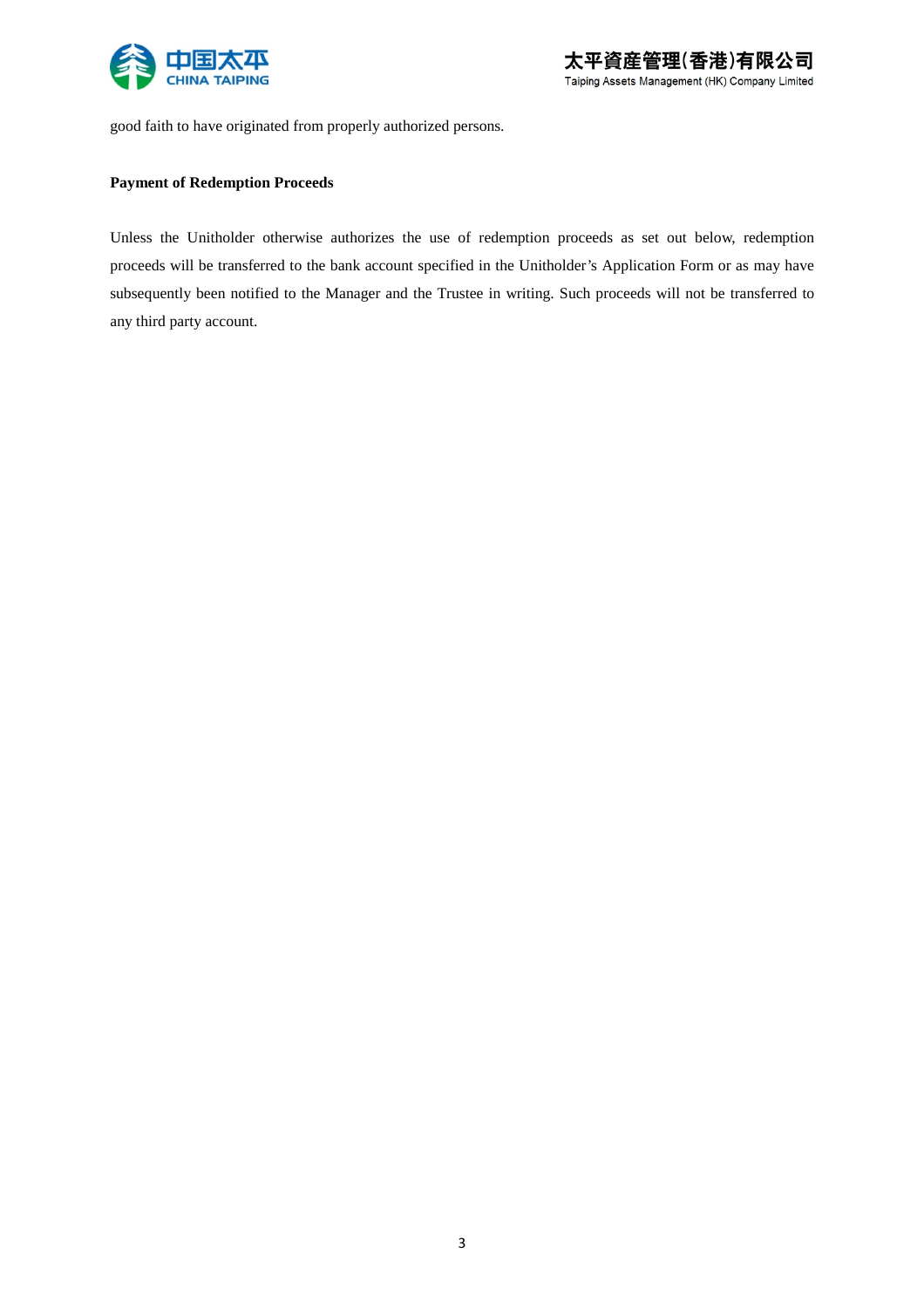good faith to have originated from properly authorized persons.

**Payment of Redemption Proceeds**

Unless the Unitholder otherwise authorizes the use of redemption proceeds as set out below, redemption proceeds will be transferred to the bank account specified in the Unitholder's Application Form or as may have subsequently been notified to the Manager and the Trustee in writing. Such proceeds will not be transferred to any third party account.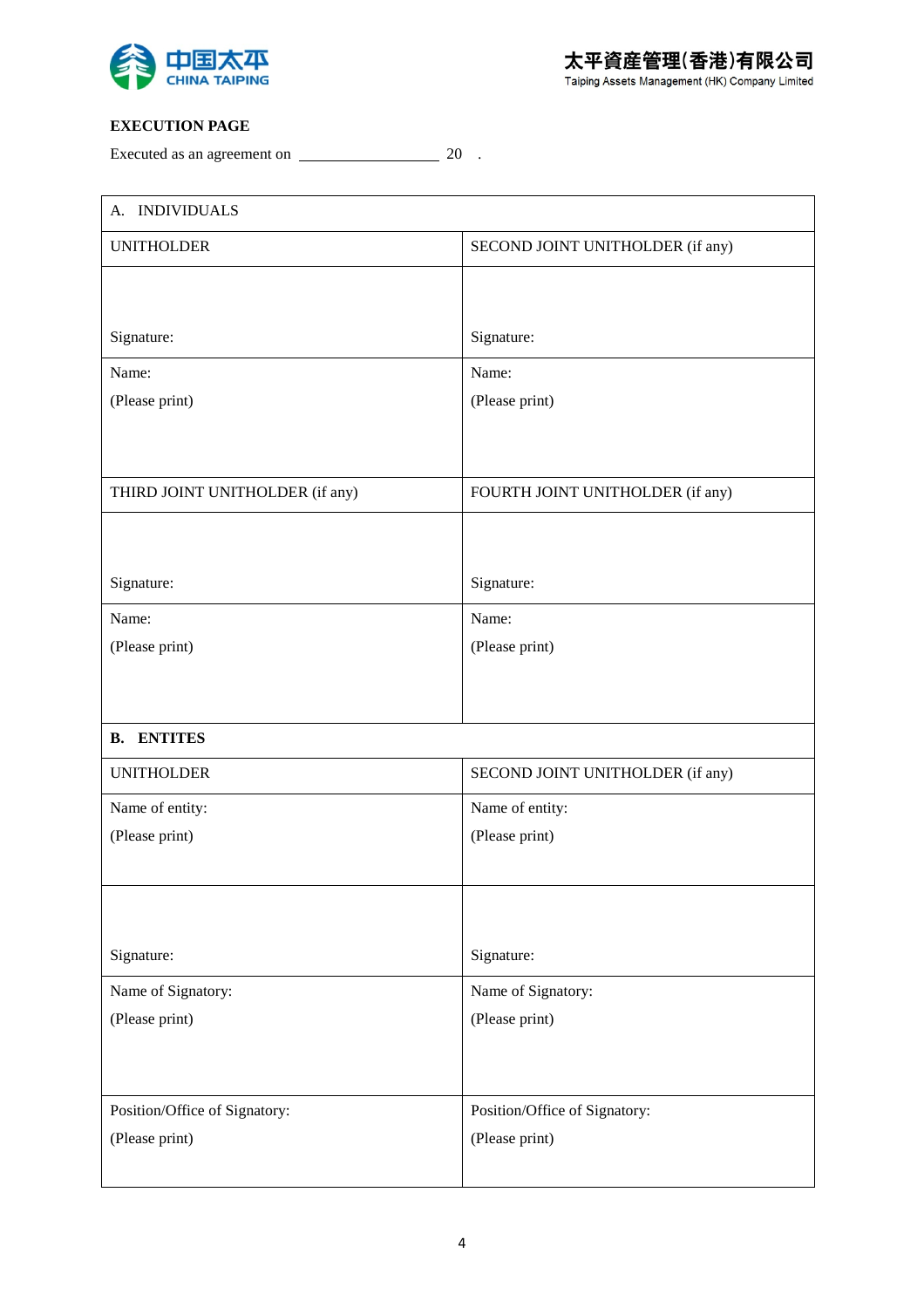**EXECUTION PAGE**

Executed as an agreement on ________________ 20 .

| A. INDIVIDUALS | |
|---|---|
| UNITHOLDER | SECOND JOINT UNITHOLDER (if any) |
| Signature: | Signature: |
| Name:<br>(Please print) | Name:<br>(Please print) |
| THIRD JOINT UNITHOLDER (if any) | FOURTH JOINT UNITHOLDER (if any) |
| Signature: | Signature: |
| Name:<br>(Please print) | Name:<br>(Please print) |
| **B. ENTITES** | |
| UNITHOLDER | SECOND JOINT UNITHOLDER (if any) |
| Name of entity:<br>(Please print) | Name of entity:<br>(Please print) |
| Signature: | Signature: |
| Name of Signatory:<br>(Please print) | Name of Signatory:<br>(Please print) |
| Position/Office of Signatory:<br>(Please print) | Position/Office of Signatory:<br>(Please print) |